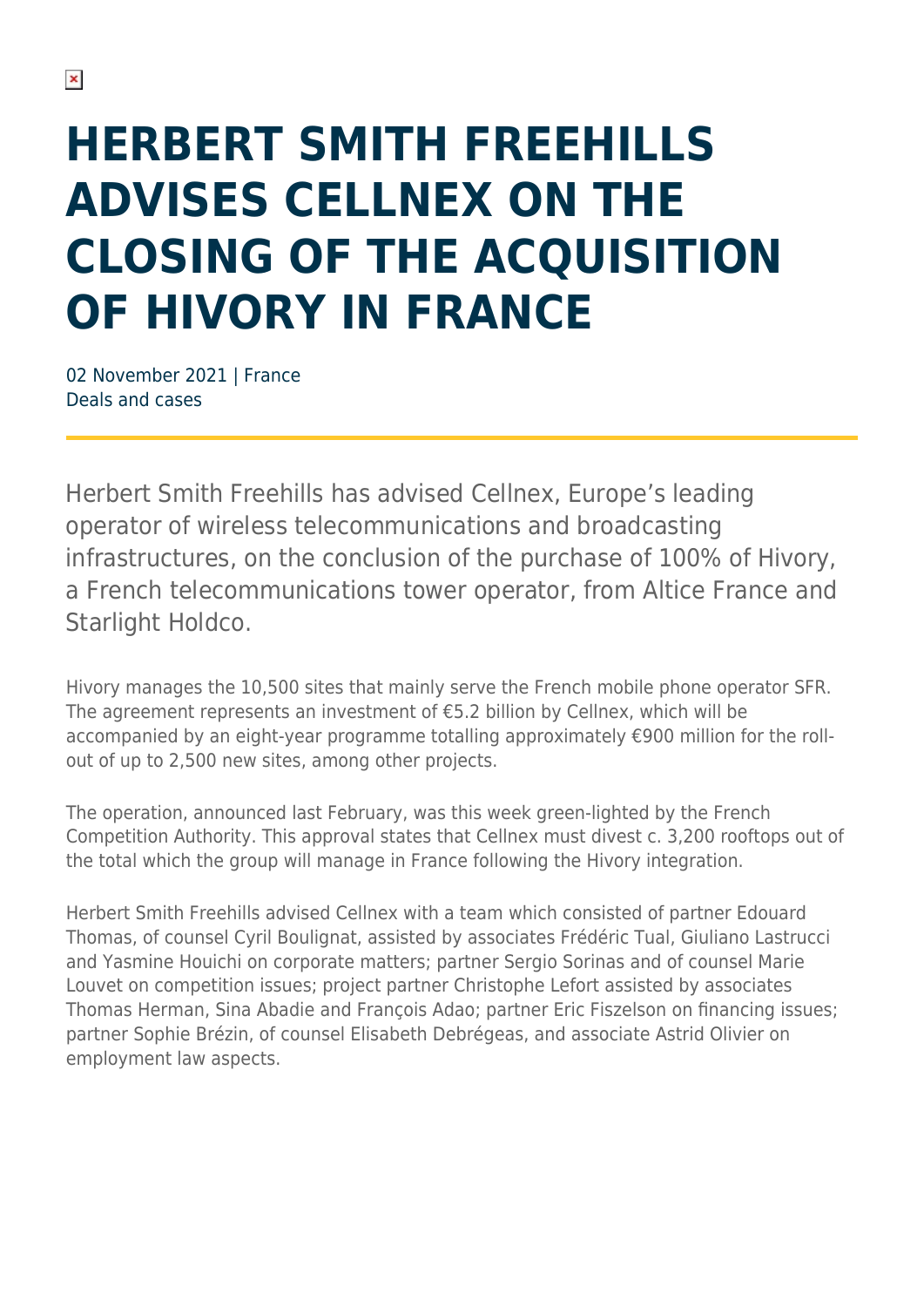# HERBERT SMITH FREEHILLS ADVISES CELLNEX ON THE CLOSING OF THE ACQUISITION OF HIVORY IN FRANCE

02 November 2021 | France
Deals and cases

Herbert Smith Freehills has advised Cellnex, Europe's leading operator of wireless telecommunications and broadcasting infrastructures, on the conclusion of the purchase of 100% of Hivory, a French telecommunications tower operator, from Altice France and Starlight Holdco.

Hivory manages the 10,500 sites that mainly serve the French mobile phone operator SFR. The agreement represents an investment of €5.2 billion by Cellnex, which will be accompanied by an eight-year programme totalling approximately €900 million for the roll-out of up to 2,500 new sites, among other projects.

The operation, announced last February, was this week green-lighted by the French Competition Authority. This approval states that Cellnex must divest c. 3,200 rooftops out of the total which the group will manage in France following the Hivory integration.

Herbert Smith Freehills advised Cellnex with a team which consisted of partner Edouard Thomas, of counsel Cyril Boulignat, assisted by associates Frédéric Tual, Giuliano Lastrucci and Yasmine Houichi on corporate matters; partner Sergio Sorinas and of counsel Marie Louvet on competition issues; project partner Christophe Lefort assisted by associates Thomas Herman, Sina Abadie and François Adao; partner Eric Fiszelson on financing issues; partner Sophie Brézin, of counsel Elisabeth Debrégeas, and associate Astrid Olivier on employment law aspects.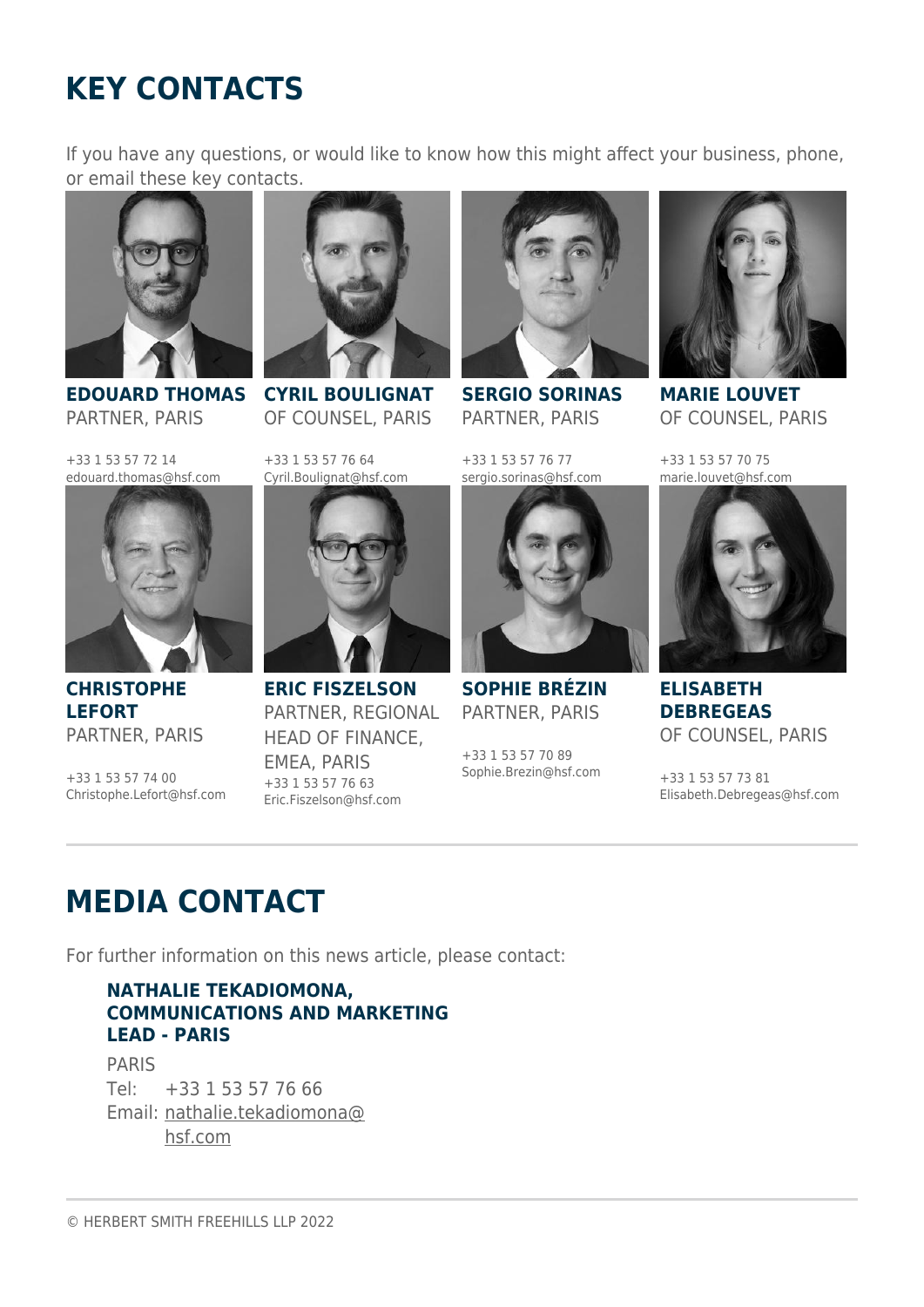# KEY CONTACTS

If you have any questions, or would like to know how this might affect your business, phone, or email these key contacts.

**EDOUARD THOMAS**
PARTNER, PARIS

+33 1 53 57 72 14
edouard.thomas@hsf.com

**CYRIL BOULIGNAT**
OF COUNSEL, PARIS

+33 1 53 57 76 64
Cyril.Boulignat@hsf.com

**SERGIO SORINAS**
PARTNER, PARIS

+33 1 53 57 76 77
sergio.sorinas@hsf.com

**MARIE LOUVET**
OF COUNSEL, PARIS

+33 1 53 57 70 75
marie.louvet@hsf.com

**CHRISTOPHE LEFORT**
PARTNER, PARIS

+33 1 53 57 74 00
Christophe.Lefort@hsf.com

**ERIC FISZELSON**
PARTNER, REGIONAL HEAD OF FINANCE, EMEA, PARIS
+33 1 53 57 76 63
Eric.Fiszelson@hsf.com

**SOPHIE BRÉZIN**
PARTNER, PARIS

+33 1 53 57 70 89
Sophie.Brezin@hsf.com

**ELISABETH DEBREGEAS**
OF COUNSEL, PARIS

+33 1 53 57 73 81
Elisabeth.Debregeas@hsf.com

# MEDIA CONTACT

For further information on this news article, please contact:

**NATHALIE TEKADIOMONA, COMMUNICATIONS AND MARKETING LEAD - PARIS**

PARIS
Tel: +33 1 53 57 76 66
Email: nathalie.tekadiomona@hsf.com

© HERBERT SMITH FREEHILLS LLP 2022